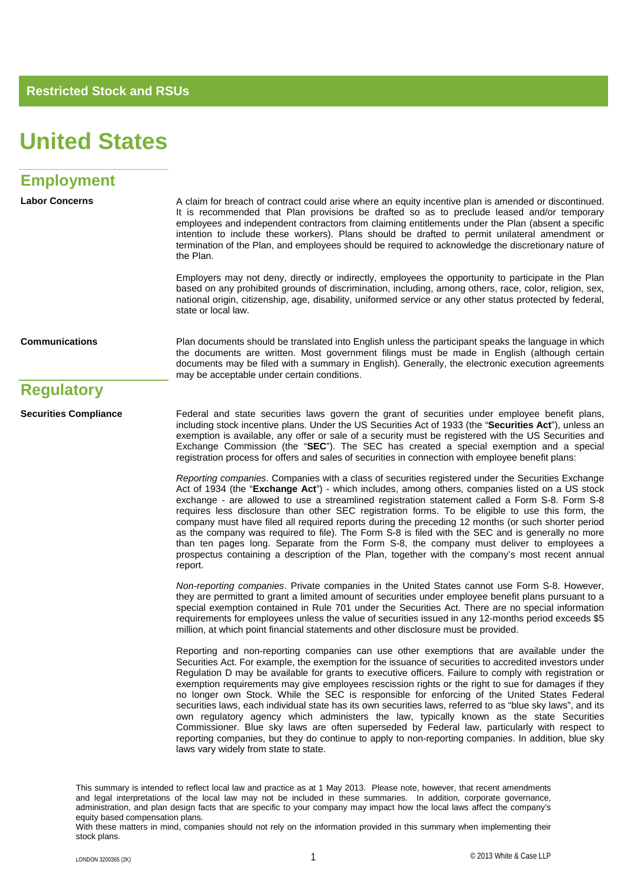**Restricted Stock and RSUs**

# United States

## Employment

**Labor Concerns**

A claim for breach of contract could arise where an equity incentive plan is amended or discontinued. It is recommended that Plan provisions be drafted so as to preclude leased and/or temporary employees and independent contractors from claiming entitlements under the Plan (absent a specific intention to include these workers). Plans should be drafted to permit unilateral amendment or termination of the Plan, and employees should be required to acknowledge the discretionary nature of the Plan.

Employers may not deny, directly or indirectly, employees the opportunity to participate in the Plan based on any prohibited grounds of discrimination, including, among others, race, color, religion, sex, national origin, citizenship, age, disability, uniformed service or any other status protected by federal, state or local law.

**Communications**

Plan documents should be translated into English unless the participant speaks the language in which the documents are written. Most government filings must be made in English (although certain documents may be filed with a summary in English). Generally, the electronic execution agreements may be acceptable under certain conditions.

## Regulatory

**Securities Compliance**

Federal and state securities laws govern the grant of securities under employee benefit plans, including stock incentive plans. Under the US Securities Act of 1933 (the "**Securities Act**"), unless an exemption is available, any offer or sale of a security must be registered with the US Securities and Exchange Commission (the "**SEC**"). The SEC has created a special exemption and a special registration process for offers and sales of securities in connection with employee benefit plans:

*Reporting companies*. Companies with a class of securities registered under the Securities Exchange Act of 1934 (the "**Exchange Act**") - which includes, among others, companies listed on a US stock exchange - are allowed to use a streamlined registration statement called a Form S-8. Form S-8 requires less disclosure than other SEC registration forms. To be eligible to use this form, the company must have filed all required reports during the preceding 12 months (or such shorter period as the company was required to file). The Form S-8 is filed with the SEC and is generally no more than ten pages long. Separate from the Form S-8, the company must deliver to employees a prospectus containing a description of the Plan, together with the company's most recent annual report.

*Non-reporting companies*. Private companies in the United States cannot use Form S-8. However, they are permitted to grant a limited amount of securities under employee benefit plans pursuant to a special exemption contained in Rule 701 under the Securities Act. There are no special information requirements for employees unless the value of securities issued in any 12-months period exceeds $5 million, at which point financial statements and other disclosure must be provided.

Reporting and non-reporting companies can use other exemptions that are available under the Securities Act. For example, the exemption for the issuance of securities to accredited investors under Regulation D may be available for grants to executive officers. Failure to comply with registration or exemption requirements may give employees rescission rights or the right to sue for damages if they no longer own Stock. While the SEC is responsible for enforcing of the United States Federal securities laws, each individual state has its own securities laws, referred to as "blue sky laws", and its own regulatory agency which administers the law, typically known as the state Securities Commissioner. Blue sky laws are often superseded by Federal law, particularly with respect to reporting companies, but they do continue to apply to non-reporting companies. In addition, blue sky laws vary widely from state to state.

This summary is intended to reflect local law and practice as at 1 May 2013. Please note, however, that recent amendments and legal interpretations of the local law may not be included in these summaries. In addition, corporate governance, administration, and plan design facts that are specific to your company may impact how the local laws affect the company's equity based compensation plans.
With these matters in mind, companies should not rely on the information provided in this summary when implementing their stock plans.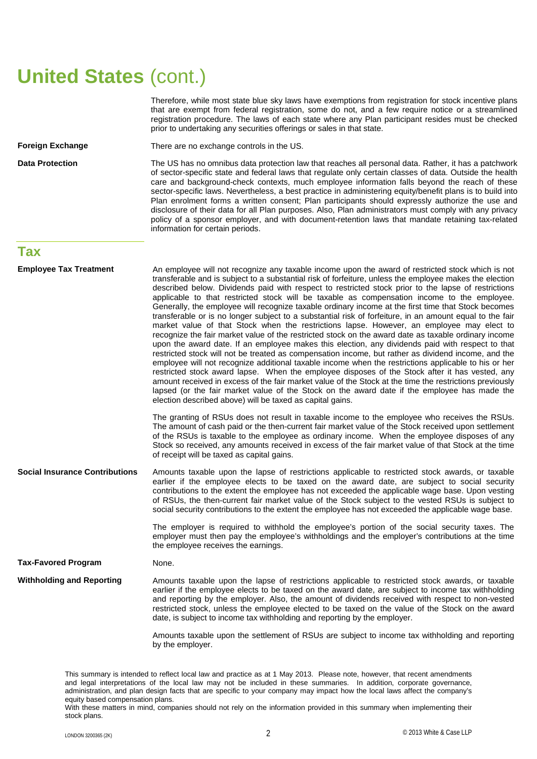# United States (cont.)

Therefore, while most state blue sky laws have exemptions from registration for stock incentive plans that are exempt from federal registration, some do not, and a few require notice or a streamlined registration procedure. The laws of each state where any Plan participant resides must be checked prior to undertaking any securities offerings or sales in that state.

**Foreign Exchange**

There are no exchange controls in the US.

**Data Protection**

The US has no omnibus data protection law that reaches all personal data. Rather, it has a patchwork of sector-specific state and federal laws that regulate only certain classes of data. Outside the health care and background-check contexts, much employee information falls beyond the reach of these sector-specific laws. Nevertheless, a best practice in administering equity/benefit plans is to build into Plan enrolment forms a written consent; Plan participants should expressly authorize the use and disclosure of their data for all Plan purposes. Also, Plan administrators must comply with any privacy policy of a sponsor employer, and with document-retention laws that mandate retaining tax-related information for certain periods.

## Tax

**Employee Tax Treatment**

An employee will not recognize any taxable income upon the award of restricted stock which is not transferable and is subject to a substantial risk of forfeiture, unless the employee makes the election described below. Dividends paid with respect to restricted stock prior to the lapse of restrictions applicable to that restricted stock will be taxable as compensation income to the employee. Generally, the employee will recognize taxable ordinary income at the first time that Stock becomes transferable or is no longer subject to a substantial risk of forfeiture, in an amount equal to the fair market value of that Stock when the restrictions lapse. However, an employee may elect to recognize the fair market value of the restricted stock on the award date as taxable ordinary income upon the award date. If an employee makes this election, any dividends paid with respect to that restricted stock will not be treated as compensation income, but rather as dividend income, and the employee will not recognize additional taxable income when the restrictions applicable to his or her restricted stock award lapse. When the employee disposes of the Stock after it has vested, any amount received in excess of the fair market value of the Stock at the time the restrictions previously lapsed (or the fair market value of the Stock on the award date if the employee has made the election described above) will be taxed as capital gains.

The granting of RSUs does not result in taxable income to the employee who receives the RSUs. The amount of cash paid or the then-current fair market value of the Stock received upon settlement of the RSUs is taxable to the employee as ordinary income. When the employee disposes of any Stock so received, any amounts received in excess of the fair market value of that Stock at the time of receipt will be taxed as capital gains.

**Social Insurance Contributions**

Amounts taxable upon the lapse of restrictions applicable to restricted stock awards, or taxable earlier if the employee elects to be taxed on the award date, are subject to social security contributions to the extent the employee has not exceeded the applicable wage base. Upon vesting of RSUs, the then-current fair market value of the Stock subject to the vested RSUs is subject to social security contributions to the extent the employee has not exceeded the applicable wage base.

The employer is required to withhold the employee's portion of the social security taxes. The employer must then pay the employee's withholdings and the employer's contributions at the time the employee receives the earnings.

**Tax-Favored Program**

None.

**Withholding and Reporting**

Amounts taxable upon the lapse of restrictions applicable to restricted stock awards, or taxable earlier if the employee elects to be taxed on the award date, are subject to income tax withholding and reporting by the employer. Also, the amount of dividends received with respect to non-vested restricted stock, unless the employee elected to be taxed on the value of the Stock on the award date, is subject to income tax withholding and reporting by the employer.

Amounts taxable upon the settlement of RSUs are subject to income tax withholding and reporting by the employer.

This summary is intended to reflect local law and practice as at 1 May 2013. Please note, however, that recent amendments and legal interpretations of the local law may not be included in these summaries. In addition, corporate governance, administration, and plan design facts that are specific to your company may impact how the local laws affect the company's equity based compensation plans.
With these matters in mind, companies should not rely on the information provided in this summary when implementing their stock plans.

LONDON 3200365 (2K)

© 2013 White & Case LLP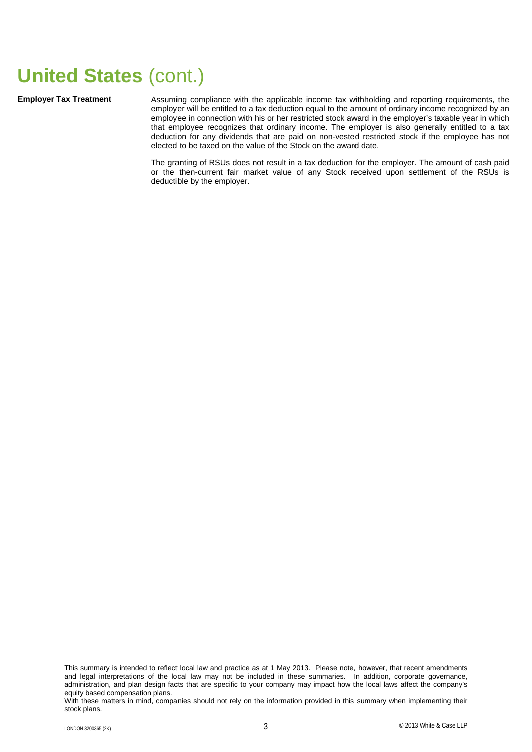# United States (cont.)

**Employer Tax Treatment**

Assuming compliance with the applicable income tax withholding and reporting requirements, the employer will be entitled to a tax deduction equal to the amount of ordinary income recognized by an employee in connection with his or her restricted stock award in the employer's taxable year in which that employee recognizes that ordinary income. The employer is also generally entitled to a tax deduction for any dividends that are paid on non-vested restricted stock if the employee has not elected to be taxed on the value of the Stock on the award date.

The granting of RSUs does not result in a tax deduction for the employer. The amount of cash paid or the then-current fair market value of any Stock received upon settlement of the RSUs is deductible by the employer.

This summary is intended to reflect local law and practice as at 1 May 2013. Please note, however, that recent amendments and legal interpretations of the local law may not be included in these summaries. In addition, corporate governance, administration, and plan design facts that are specific to your company may impact how the local laws affect the company's equity based compensation plans.
With these matters in mind, companies should not rely on the information provided in this summary when implementing their stock plans.

LONDON 3200365 (2K)

© 2013 White & Case LLP